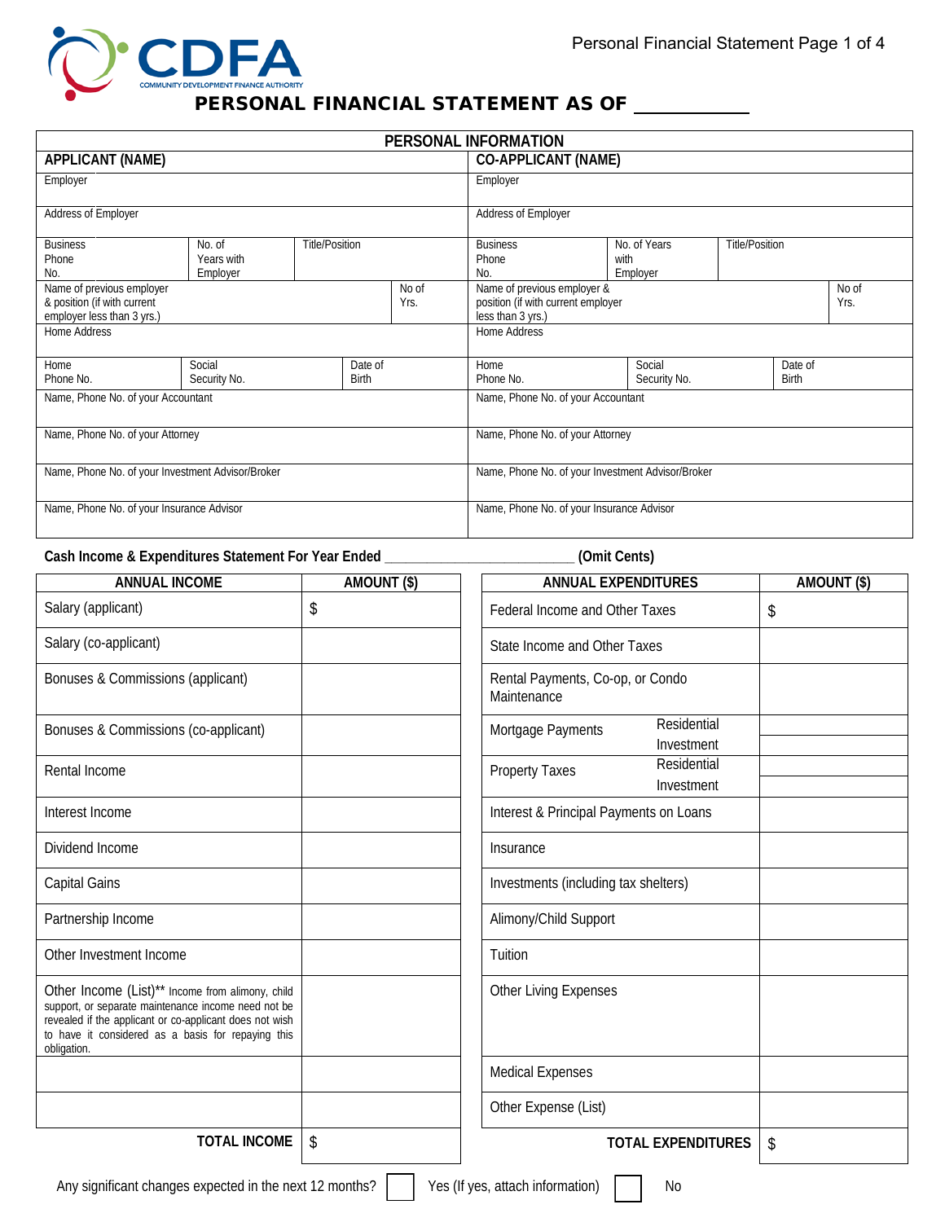CDFA
COMMUNITY DEVELOPMENT FINANCE AUTHORITY

# PERSONAL FINANCIAL STATEMENT AS OF ___________

## PERSONAL INFORMATION

| APPLICANT (NAME) | CO-APPLICANT (NAME) |
|---|---|
| Employer | Employer |
| Address of Employer | Address of Employer |
| Business Phone No. / No. of Years with Employer / Title/Position | Business Phone No. / No. of Years with Employer / Title/Position |
| Name of previous employer & position (if with current employer less than 3 yrs.) / No of Yrs. | Name of previous employer & position (if with current employer less than 3 yrs.) / No of Yrs. |
| Home Address | Home Address |
| Home Phone No. / Social Security No. / Date of Birth | Home Phone No. / Social Security No. / Date of Birth |
| Name, Phone No. of your Accountant | Name, Phone No. of your Accountant |
| Name, Phone No. of your Attorney | Name, Phone No. of your Attorney |
| Name, Phone No. of your Investment Advisor/Broker | Name, Phone No. of your Investment Advisor/Broker |
| Name, Phone No. of your Insurance Advisor | Name, Phone No. of your Insurance Advisor |

**Cash Income & Expenditures Statement For Year Ended ________________________ (Omit Cents)**

| ANNUAL INCOME | AMOUNT ($) |
|---|---|
| Salary (applicant) | $ |
| Salary (co-applicant) | |
| Bonuses & Commissions (applicant) | |
| Bonuses & Commissions (co-applicant) | |
| Rental Income | |
| Interest Income | |
| Dividend Income | |
| Capital Gains | |
| Partnership Income | |
| Other Investment Income | |
| Other Income (List)** Income from alimony, child support, or separate maintenance income need not be revealed if the applicant or co-applicant does not wish to have it considered as a basis for repaying this obligation. | |
| | |
| | |
| **TOTAL INCOME** | $ |

| ANNUAL EXPENDITURES | | AMOUNT ($) |
|---|---|---|
| Federal Income and Other Taxes | | $ |
| State Income and Other Taxes | | |
| Rental Payments, Co-op, or Condo Maintenance | | |
| Mortgage Payments | Residential | |
| | Investment | |
| Property Taxes | Residential | |
| | Investment | |
| Interest & Principal Payments on Loans | | |
| Insurance | | |
| Investments (including tax shelters) | | |
| Alimony/Child Support | | |
| Tuition | | |
| Other Living Expenses | | |
| Medical Expenses | | |
| Other Expense (List) | | |
| **TOTAL EXPENDITURES** | | $ |

Any significant changes expected in the next 12 months? ☐ Yes (If yes, attach information) ☐ No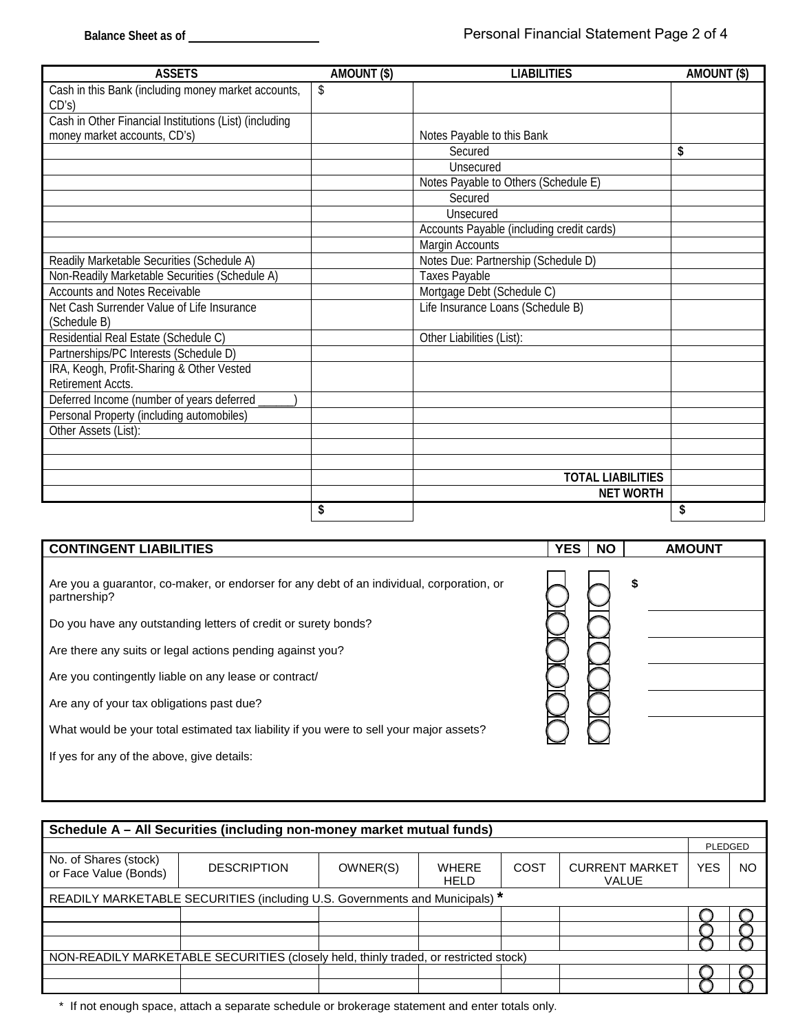Balance Sheet as of ____________________

| ASSETS | AMOUNT ($) | LIABILITIES | AMOUNT ($) |
|---|---|---|---|
| Cash in this Bank (including money market accounts, CD's) | $ | | |
| Cash in Other Financial Institutions (List) (including money market accounts, CD's) | | Notes Payable to this Bank | |
| | | Secured | $ |
| | | Unsecured | |
| | | Notes Payable to Others (Schedule E) | |
| | | Secured | |
| | | Unsecured | |
| | | Accounts Payable (including credit cards) | |
| | | Margin Accounts | |
| Readily Marketable Securities (Schedule A) | | Notes Due: Partnership (Schedule D) | |
| Non-Readily Marketable Securities (Schedule A) | | Taxes Payable | |
| Accounts and Notes Receivable | | Mortgage Debt (Schedule C) | |
| Net Cash Surrender Value of Life Insurance (Schedule B) | | Life Insurance Loans (Schedule B) | |
| Residential Real Estate (Schedule C) | | Other Liabilities (List): | |
| Partnerships/PC Interests (Schedule D) | | | |
| IRA, Keogh, Profit-Sharing & Other Vested Retirement Accts. | | | |
| Deferred Income (number of years deferred ______) | | | |
| Personal Property (including automobiles) | | | |
| Other Assets (List): | | | |
| | | | |
| | | | |
| | | **TOTAL LIABILITIES** | |
| | | **NET WORTH** | |
| | **$** | | **$** |

| CONTINGENT LIABILITIES | YES | NO | AMOUNT |
|---|---|---|---|
| Are you a guarantor, co-maker, or endorser for any debt of an individual, corporation, or partnership? | ◯ | ◯ | $ |
| Do you have any outstanding letters of credit or surety bonds? | ◯ | ◯ | |
| Are there any suits or legal actions pending against you? | ◯ | ◯ | |
| Are you contingently liable on any lease or contract/ | ◯ | ◯ | |
| Are any of your tax obligations past due? | ◯ | ◯ | |
| What would be your total estimated tax liability if you were to sell your major assets? | ◯ | ◯ | |
| If yes for any of the above, give details: | | | |

| Schedule A – All Securities (including non-money market mutual funds) | | | | | | | |
|---|---|---|---|---|---|---|---|
| | | | | | | PLEDGED | |
| No. of Shares (stock) or Face Value (Bonds) | DESCRIPTION | OWNER(S) | WHERE HELD | COST | CURRENT MARKET VALUE | YES | NO |
| READILY MARKETABLE SECURITIES (including U.S. Governments and Municipals) * | | | | | | | |
| | | | | | | ◯ | ◯ |
| | | | | | | ◯ | ◯ |
| | | | | | | ◯ | ◯ |
| NON-READILY MARKETABLE SECURITIES (closely held, thinly traded, or restricted stock) | | | | | | | |
| | | | | | | ◯ | ◯ |
| | | | | | | ◯ | ◯ |

* If not enough space, attach a separate schedule or brokerage statement and enter totals only.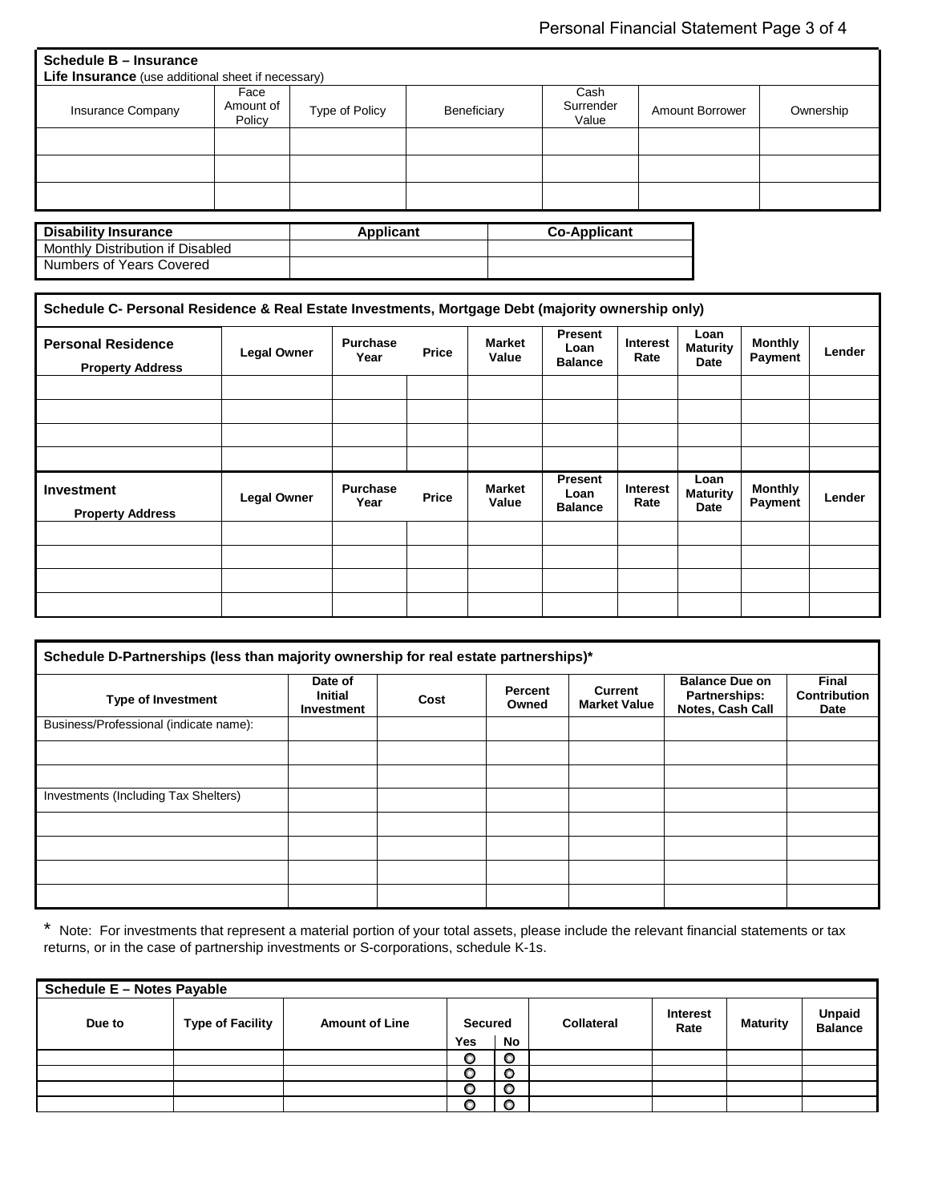## Schedule B – Insurance

**Life Insurance** (use additional sheet if necessary)

| Insurance Company | Face Amount of Policy | Type of Policy | Beneficiary | Cash Surrender Value | Amount Borrower | Ownership |
|---|---|---|---|---|---|---|
| | | | | | | |
| | | | | | | |
| | | | | | | |

| **Disability Insurance** | **Applicant** | **Co-Applicant** |
|---|---|---|
| Monthly Distribution if Disabled | | |
| Numbers of Years Covered | | |

## Schedule C- Personal Residence & Real Estate Investments, Mortgage Debt (majority ownership only)

| **Personal Residence** **Property Address** | **Legal Owner** | **Purchase Year** | **Price** | **Market Value** | **Present Loan Balance** | **Interest Rate** | **Loan Maturity Date** | **Monthly Payment** | **Lender** |
|---|---|---|---|---|---|---|---|---|---|
| | | | | | | | | | |
| | | | | | | | | | |
| | | | | | | | | | |
| | | | | | | | | | |
| **Investment** **Property Address** | **Legal Owner** | **Purchase Year** | **Price** | **Market Value** | **Present Loan Balance** | **Interest Rate** | **Loan Maturity Date** | **Monthly Payment** | **Lender** |
| | | | | | | | | | |
| | | | | | | | | | |
| | | | | | | | | | |
| | | | | | | | | | |

## Schedule D-Partnerships (less than majority ownership for real estate partnerships)*

| **Type of Investment** | **Date of Initial Investment** | **Cost** | **Percent Owned** | **Current Market Value** | **Balance Due on Partnerships: Notes, Cash Call** | **Final Contribution Date** |
|---|---|---|---|---|---|---|
| Business/Professional (indicate name): | | | | | | |
| | | | | | | |
| | | | | | | |
| Investments (Including Tax Shelters) | | | | | | |
| | | | | | | |
| | | | | | | |
| | | | | | | |
| | | | | | | |

* Note: For investments that represent a material portion of your total assets, please include the relevant financial statements or tax returns, or in the case of partnership investments or S-corporations, schedule K-1s.

## Schedule E – Notes Payable

| **Due to** | **Type of Facility** | **Amount of Line** | **Secured** | | **Collateral** | **Interest Rate** | **Maturity** | **Unpaid Balance** |
|---|---|---|---|---|---|---|---|---|
| | | | **Yes** | **No** | | | | |
| | | | ○ | ○ | | | | |
| | | | ○ | ○ | | | | |
| | | | ○ | ○ | | | | |
| | | | ○ | ○ | | | | |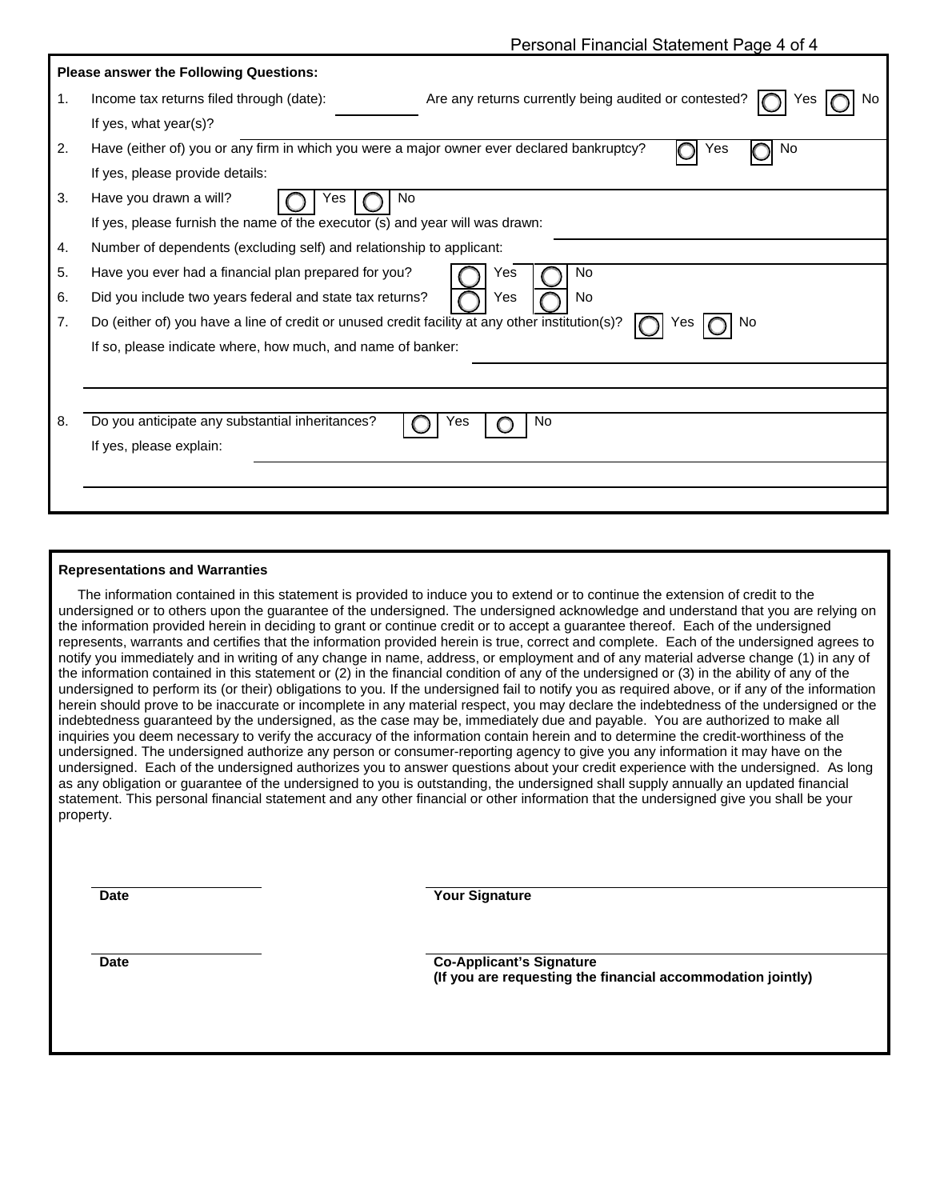**Please answer the Following Questions:**

1. Income tax returns filed through (date): ____________ Are any returns currently being audited or contested? ◯ Yes ◯ No

   If yes, what year(s)?

2. Have (either of) you or any firm in which you were a major owner ever declared bankruptcy? ◯ Yes ◯ No

   If yes, please provide details:

3. Have you drawn a will? ◯ Yes ◯ No

   If yes, please furnish the name of the executor (s) and year will was drawn:

4. Number of dependents (excluding self) and relationship to applicant:

5. Have you ever had a financial plan prepared for you? ◯ Yes ◯ No

6. Did you include two years federal and state tax returns? ◯ Yes ◯ No

7. Do (either of) you have a line of credit or unused credit facility at any other institution(s)? ◯ Yes ◯ No

   If so, please indicate where, how much, and name of banker:

8. Do you anticipate any substantial inheritances? ◯ Yes ◯ No

   If yes, please explain:

**Representations and Warranties**

The information contained in this statement is provided to induce you to extend or to continue the extension of credit to the undersigned or to others upon the guarantee of the undersigned. The undersigned acknowledge and understand that you are relying on the information provided herein in deciding to grant or continue credit or to accept a guarantee thereof. Each of the undersigned represents, warrants and certifies that the information provided herein is true, correct and complete. Each of the undersigned agrees to notify you immediately and in writing of any change in name, address, or employment and of any material adverse change (1) in any of the information contained in this statement or (2) in the financial condition of any of the undersigned or (3) in the ability of any of the undersigned to perform its (or their) obligations to you. If the undersigned fail to notify you as required above, or if any of the information herein should prove to be inaccurate or incomplete in any material respect, you may declare the indebtedness of the undersigned or the indebtedness guaranteed by the undersigned, as the case may be, immediately due and payable. You are authorized to make all inquiries you deem necessary to verify the accuracy of the information contain herein and to determine the credit-worthiness of the undersigned. The undersigned authorize any person or consumer-reporting agency to give you any information it may have on the undersigned. Each of the undersigned authorizes you to answer questions about your credit experience with the undersigned. As long as any obligation or guarantee of the undersigned to you is outstanding, the undersigned shall supply annually an updated financial statement. This personal financial statement and any other financial or other information that the undersigned give you shall be your property.

**Date** ____________ **Your Signature** ____________

**Date** ____________ **Co-Applicant's Signature**
**(If you are requesting the financial accommodation jointly)**